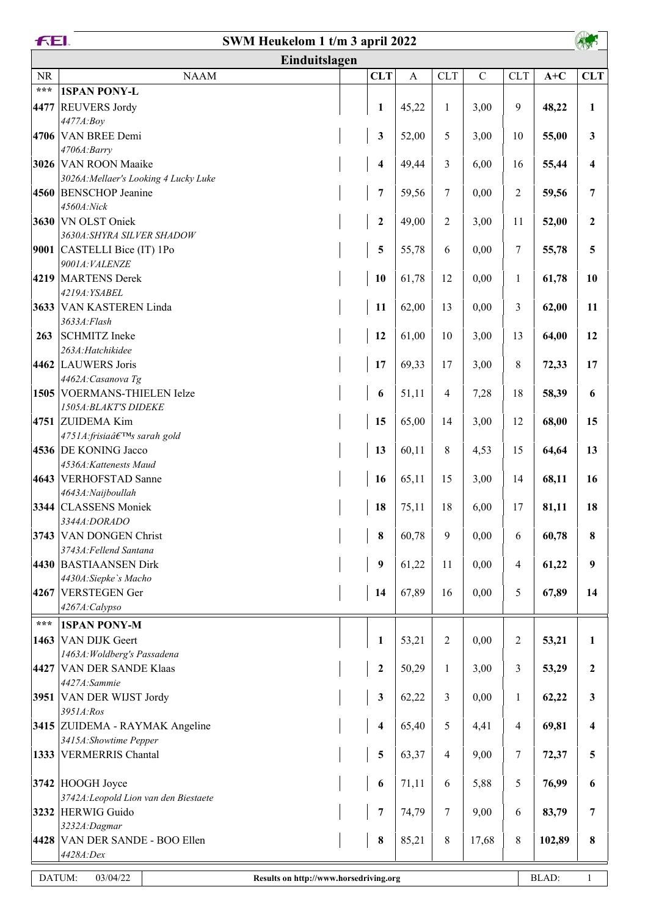# SWM Heukelom 1 t/m 3 april 2022

## Einduitslagen

| NR | NAAM | | CLT | A | CLT | C | CLT | A+C | CLT |
|---|---|---|---|---|---|---|---|---|---|
| *** | **1SPAN PONY-L** | | | | | | | | |
| **4477** | REUVERS Jordy<br>*4477A:Boy* | | **1** | 45,22 | 1 | 3,00 | 9 | **48,22** | **1** |
| **4706** | VAN BREE Demi<br>*4706A:Barry* | | **3** | 52,00 | 5 | 3,00 | 10 | **55,00** | **3** |
| **3026** | VAN ROON Maaike<br>*3026A:Mellaer's Looking 4 Lucky Luke* | | **4** | 49,44 | 3 | 6,00 | 16 | **55,44** | **4** |
| **4560** | BENSCHOP Jeanine<br>*4560A:Nick* | | **7** | 59,56 | 7 | 0,00 | 2 | **59,56** | **7** |
| **3630** | VN OLST Oniek<br>*3630A:SHYRA SILVER SHADOW* | | **2** | 49,00 | 2 | 3,00 | 11 | **52,00** | **2** |
| **9001** | CASTELLI Bice (IT) 1Po<br>*9001A:VALENZE* | | **5** | 55,78 | 6 | 0,00 | 7 | **55,78** | **5** |
| **4219** | MARTENS Derek<br>*4219A:YSABEL* | | **10** | 61,78 | 12 | 0,00 | 1 | **61,78** | **10** |
| **3633** | VAN KASTEREN Linda<br>*3633A:Flash* | | **11** | 62,00 | 13 | 0,00 | 3 | **62,00** | **11** |
| **263** | SCHMITZ Ineke<br>*263A:Hatchikidee* | | **12** | 61,00 | 10 | 3,00 | 13 | **64,00** | **12** |
| **4462** | LAUWERS Joris<br>*4462A:Casanova Tg* | | **17** | 69,33 | 17 | 3,00 | 8 | **72,33** | **17** |
| **1505** | VOERMANS-THIELEN Ielze<br>*1505A:BLAKT'S DIDEKE* | | **6** | 51,11 | 4 | 7,28 | 18 | **58,39** | **6** |
| **4751** | ZUIDEMA Kim<br>*4751A:frisiaâ€™s sarah gold* | | **15** | 65,00 | 14 | 3,00 | 12 | **68,00** | **15** |
| **4536** | DE KONING Jacco<br>*4536A:Kattenests Maud* | | **13** | 60,11 | 8 | 4,53 | 15 | **64,64** | **13** |
| **4643** | VERHOFSTAD Sanne<br>*4643A:Naijboullah* | | **16** | 65,11 | 15 | 3,00 | 14 | **68,11** | **16** |
| **3344** | CLASSENS Moniek<br>*3344A:DORADO* | | **18** | 75,11 | 18 | 6,00 | 17 | **81,11** | **18** |
| **3743** | VAN DONGEN Christ<br>*3743A:Fellend Santana* | | **8** | 60,78 | 9 | 0,00 | 6 | **60,78** | **8** |
| **4430** | BASTIAANSEN Dirk<br>*4430A:Siepke`s Macho* | | **9** | 61,22 | 11 | 0,00 | 4 | **61,22** | **9** |
| **4267** | VERSTEGEN Ger<br>*4267A:Calypso* | | **14** | 67,89 | 16 | 0,00 | 5 | **67,89** | **14** |
| *** | **1SPAN PONY-M** | | | | | | | | |
| **1463** | VAN DIJK Geert<br>*1463A:Woldberg's Passadena* | | **1** | 53,21 | 2 | 0,00 | 2 | **53,21** | **1** |
| **4427** | VAN DER SANDE Klaas<br>*4427A:Sammie* | | **2** | 50,29 | 1 | 3,00 | 3 | **53,29** | **2** |
| **3951** | VAN DER WIJST Jordy<br>*3951A:Ros* | | **3** | 62,22 | 3 | 0,00 | 1 | **62,22** | **3** |
| **3415** | ZUIDEMA - RAYMAK Angeline<br>*3415A:Showtime Pepper* | | **4** | 65,40 | 5 | 4,41 | 4 | **69,81** | **4** |
| **1333** | VERMERRIS Chantal | | **5** | 63,37 | 4 | 9,00 | 7 | **72,37** | **5** |
| **3742** | HOOGH Joyce<br>*3742A:Leopold Lion van den Biestaete* | | **6** | 71,11 | 6 | 5,88 | 5 | **76,99** | **6** |
| **3232** | HERWIG Guido<br>*3232A:Dagmar* | | **7** | 74,79 | 7 | 9,00 | 6 | **83,79** | **7** |
| **4428** | VAN DER SANDE - BOO Ellen<br>*4428A:Dex* | | **8** | 85,21 | 8 | 17,68 | 8 | **102,89** | **8** |

DATUM: 03/04/22 — Results on http://www.horsedriving.org — BLAD: 1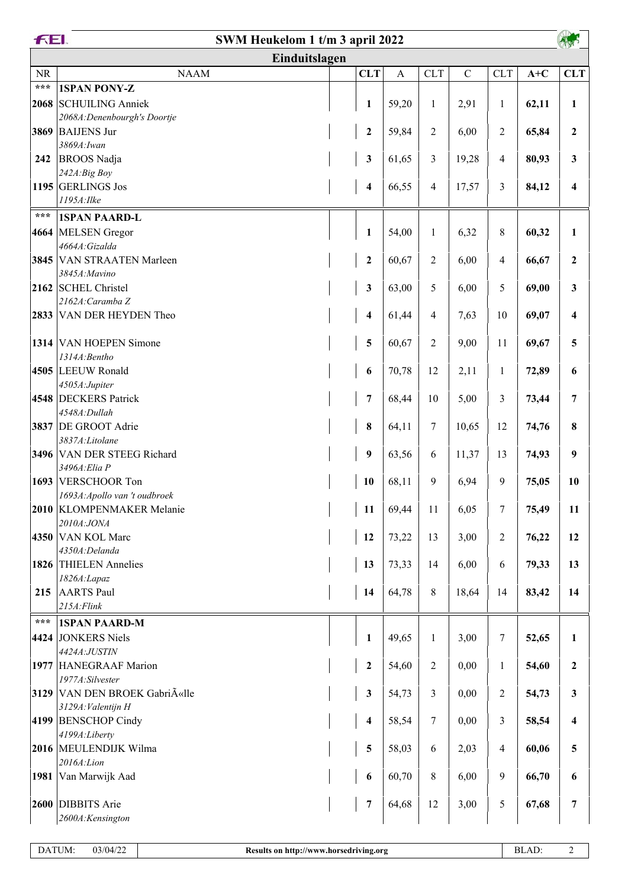# SWM Heukelom 1 t/m 3 april 2022

## Einduitslagen

| NR | NAAM | | CLT | A | CLT | C | CLT | A+C | CLT |
|---|---|---|---|---|---|---|---|---|---|
| *** | **1SPAN PONY-Z** | | | | | | | | |
| **2068** | SCHUILING Anniek<br>*2068A:Denenbourgh's Doortje* | | **1** | 59,20 | 1 | 2,91 | 1 | **62,11** | **1** |
| **3869** | BAIJENS Jur<br>*3869A:Iwan* | | **2** | 59,84 | 2 | 6,00 | 2 | **65,84** | **2** |
| **242** | BROOS Nadja<br>*242A:Big Boy* | | **3** | 61,65 | 3 | 19,28 | 4 | **80,93** | **3** |
| **1195** | GERLINGS Jos<br>*1195A:Ilke* | | **4** | 66,55 | 4 | 17,57 | 3 | **84,12** | **4** |
| *** | **1SPAN PAARD-L** | | | | | | | | |
| **4664** | MELSEN Gregor<br>*4664A:Gizalda* | | **1** | 54,00 | 1 | 6,32 | 8 | **60,32** | **1** |
| **3845** | VAN STRAATEN Marleen<br>*3845A:Mavino* | | **2** | 60,67 | 2 | 6,00 | 4 | **66,67** | **2** |
| **2162** | SCHEL Christel<br>*2162A:Caramba Z* | | **3** | 63,00 | 5 | 6,00 | 5 | **69,00** | **3** |
| **2833** | VAN DER HEYDEN Theo | | **4** | 61,44 | 4 | 7,63 | 10 | **69,07** | **4** |
| **1314** | VAN HOEPEN Simone<br>*1314A:Bentho* | | **5** | 60,67 | 2 | 9,00 | 11 | **69,67** | **5** |
| **4505** | LEEUW Ronald<br>*4505A:Jupiter* | | **6** | 70,78 | 12 | 2,11 | 1 | **72,89** | **6** |
| **4548** | DECKERS Patrick<br>*4548A:Dullah* | | **7** | 68,44 | 10 | 5,00 | 3 | **73,44** | **7** |
| **3837** | DE GROOT Adrie<br>*3837A:Litolane* | | **8** | 64,11 | 7 | 10,65 | 12 | **74,76** | **8** |
| **3496** | VAN DER STEEG Richard<br>*3496A:Elia P* | | **9** | 63,56 | 6 | 11,37 | 13 | **74,93** | **9** |
| **1693** | VERSCHOOR Ton<br>*1693A:Apollo van 't oudbroek* | | **10** | 68,11 | 9 | 6,94 | 9 | **75,05** | **10** |
| **2010** | KLOMPENMAKER Melanie<br>*2010A:JONA* | | **11** | 69,44 | 11 | 6,05 | 7 | **75,49** | **11** |
| **4350** | VAN KOL Marc<br>*4350A:Delanda* | | **12** | 73,22 | 13 | 3,00 | 2 | **76,22** | **12** |
| **1826** | THIELEN Annelies<br>*1826A:Lapaz* | | **13** | 73,33 | 14 | 6,00 | 6 | **79,33** | **13** |
| **215** | AARTS Paul<br>*215A:Flink* | | **14** | 64,78 | 8 | 18,64 | 14 | **83,42** | **14** |
| *** | **1SPAN PAARD-M** | | | | | | | | |
| **4424** | JONKERS Niels<br>*4424A:JUSTIN* | | **1** | 49,65 | 1 | 3,00 | 7 | **52,65** | **1** |
| **1977** | HANEGRAAF Marion<br>*1977A:Silvester* | | **2** | 54,60 | 2 | 0,00 | 1 | **54,60** | **2** |
| **3129** | VAN DEN BROEK GabriÃ«lle<br>*3129A:Valentijn H* | | **3** | 54,73 | 3 | 0,00 | 2 | **54,73** | **3** |
| **4199** | BENSCHOP Cindy<br>*4199A:Liberty* | | **4** | 58,54 | 7 | 0,00 | 3 | **58,54** | **4** |
| **2016** | MEULENDIJK Wilma<br>*2016A:Lion* | | **5** | 58,03 | 6 | 2,03 | 4 | **60,06** | **5** |
| **1981** | Van Marwijk Aad | | **6** | 60,70 | 8 | 6,00 | 9 | **66,70** | **6** |
| **2600** | DIBBITS Arie<br>*2600A:Kensington* | | **7** | 64,68 | 12 | 3,00 | 5 | **67,68** | **7** |

DATUM: 03/04/22 | Results on http://www.horsedriving.org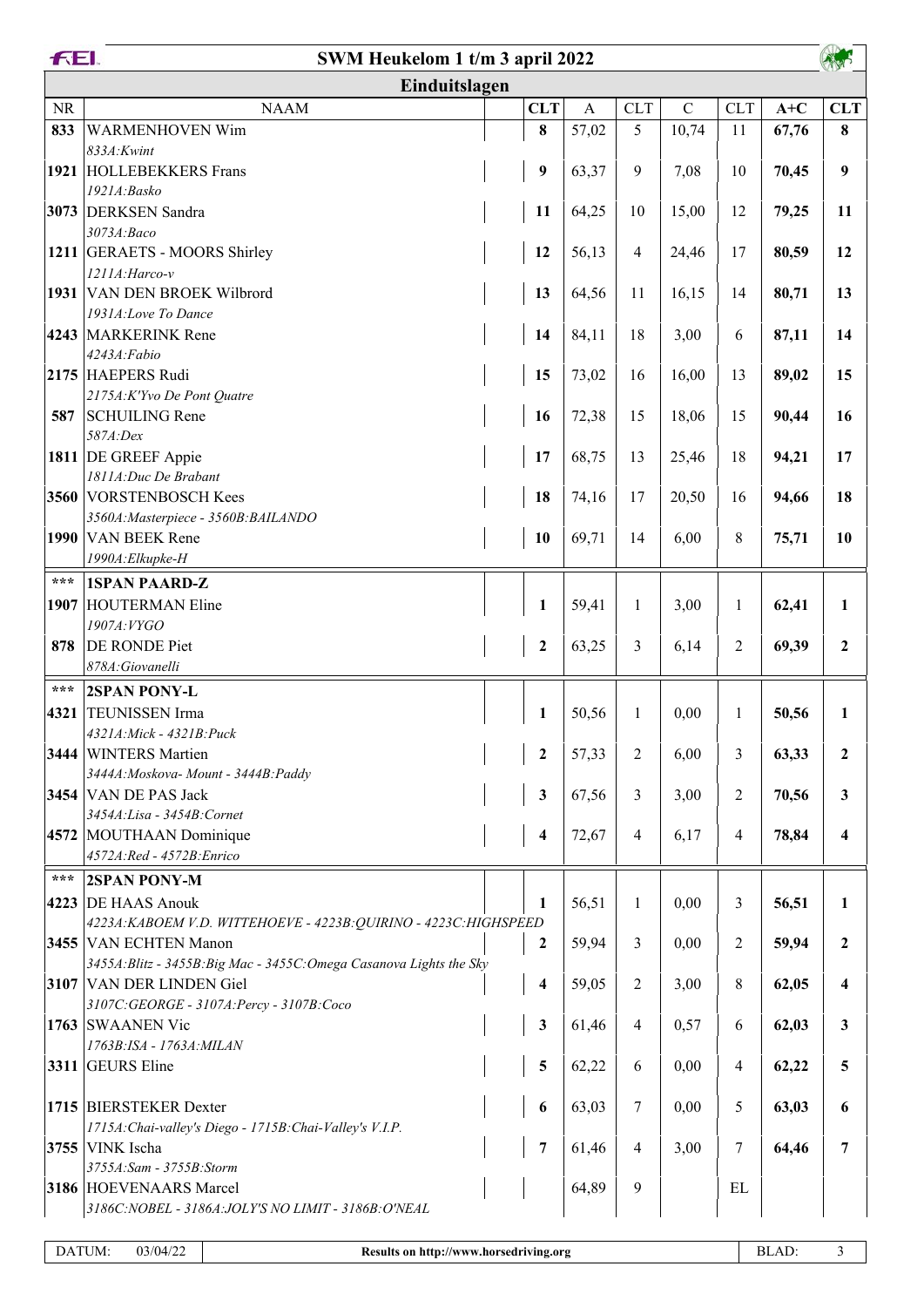# SWM Heukelom 1 t/m 3 april 2022

## Einduitslagen

| NR | NAAM | CLT | A | CLT | C | CLT | A+C | CLT |
|---|---|---|---|---|---|---|---|---|
| **833** | WARMENHOVEN Wim<br>*833A:Kwint* | **8** | 57,02 | 5 | 10,74 | 11 | **67,76** | **8** |
| **1921** | HOLLEBEKKERS Frans<br>*1921A:Basko* | **9** | 63,37 | 9 | 7,08 | 10 | **70,45** | **9** |
| **3073** | DERKSEN Sandra<br>*3073A:Baco* | **11** | 64,25 | 10 | 15,00 | 12 | **79,25** | **11** |
| **1211** | GERAETS - MOORS Shirley<br>*1211A:Harco-v* | **12** | 56,13 | 4 | 24,46 | 17 | **80,59** | **12** |
| **1931** | VAN DEN BROEK Wilbrord<br>*1931A:Love To Dance* | **13** | 64,56 | 11 | 16,15 | 14 | **80,71** | **13** |
| **4243** | MARKERINK Rene<br>*4243A:Fabio* | **14** | 84,11 | 18 | 3,00 | 6 | **87,11** | **14** |
| **2175** | HAEPERS Rudi<br>*2175A:K'Yvo De Pont Quatre* | **15** | 73,02 | 16 | 16,00 | 13 | **89,02** | **15** |
| **587** | SCHUILING Rene<br>*587A:Dex* | **16** | 72,38 | 15 | 18,06 | 15 | **90,44** | **16** |
| **1811** | DE GREEF Appie<br>*1811A:Duc De Brabant* | **17** | 68,75 | 13 | 25,46 | 18 | **94,21** | **17** |
| **3560** | VORSTENBOSCH Kees<br>*3560A:Masterpiece - 3560B:BAILANDO* | **18** | 74,16 | 17 | 20,50 | 16 | **94,66** | **18** |
| **1990** | VAN BEEK Rene<br>*1990A:Elkupke-H* | **10** | 69,71 | 14 | 6,00 | 8 | **75,71** | **10** |
| *** | **1SPAN PAARD-Z** | | | | | | | |
| **1907** | HOUTERMAN Eline<br>*1907A:VYGO* | **1** | 59,41 | 1 | 3,00 | 1 | **62,41** | **1** |
| **878** | DE RONDE Piet<br>*878A:Giovanelli* | **2** | 63,25 | 3 | 6,14 | 2 | **69,39** | **2** |
| *** | **2SPAN PONY-L** | | | | | | | |
| **4321** | TEUNISSEN Irma<br>*4321A:Mick - 4321B:Puck* | **1** | 50,56 | 1 | 0,00 | 1 | **50,56** | **1** |
| **3444** | WINTERS Martien<br>*3444A:Moskova- Mount - 3444B:Paddy* | **2** | 57,33 | 2 | 6,00 | 3 | **63,33** | **2** |
| **3454** | VAN DE PAS Jack<br>*3454A:Lisa - 3454B:Cornet* | **3** | 67,56 | 3 | 3,00 | 2 | **70,56** | **3** |
| **4572** | MOUTHAAN Dominique<br>*4572A:Red - 4572B:Enrico* | **4** | 72,67 | 4 | 6,17 | 4 | **78,84** | **4** |
| *** | **2SPAN PONY-M** | | | | | | | |
| **4223** | DE HAAS Anouk<br>*4223A:KABOEM V.D. WITTEHOEVE - 4223B:QUIRINO - 4223C:HIGHSPEED* | **1** | 56,51 | 1 | 0,00 | 3 | **56,51** | **1** |
| **3455** | VAN ECHTEN Manon<br>*3455A:Blitz - 3455B:Big Mac - 3455C:Omega Casanova Lights the Sky* | **2** | 59,94 | 3 | 0,00 | 2 | **59,94** | **2** |
| **3107** | VAN DER LINDEN Giel<br>*3107C:GEORGE - 3107A:Percy - 3107B:Coco* | **4** | 59,05 | 2 | 3,00 | 8 | **62,05** | **4** |
| **1763** | SWAANEN Vic<br>*1763B:ISA - 1763A:MILAN* | **3** | 61,46 | 4 | 0,57 | 6 | **62,03** | **3** |
| **3311** | GEURS Eline | **5** | 62,22 | 6 | 0,00 | 4 | **62,22** | **5** |
| **1715** | BIERSTEKER Dexter<br>*1715A:Chai-valley's Diego - 1715B:Chai-Valley's V.I.P.* | **6** | 63,03 | 7 | 0,00 | 5 | **63,03** | **6** |
| **3755** | VINK Ischa<br>*3755A:Sam - 3755B:Storm* | **7** | 61,46 | 4 | 3,00 | 7 | **64,46** | **7** |
| **3186** | HOEVENAARS Marcel<br>*3186C:NOBEL - 3186A:JOLY'S NO LIMIT - 3186B:O'NEAL* | | 64,89 | 9 | | EL | | |

DATUM: 03/04/22 — Results on http://www.horsedriving.org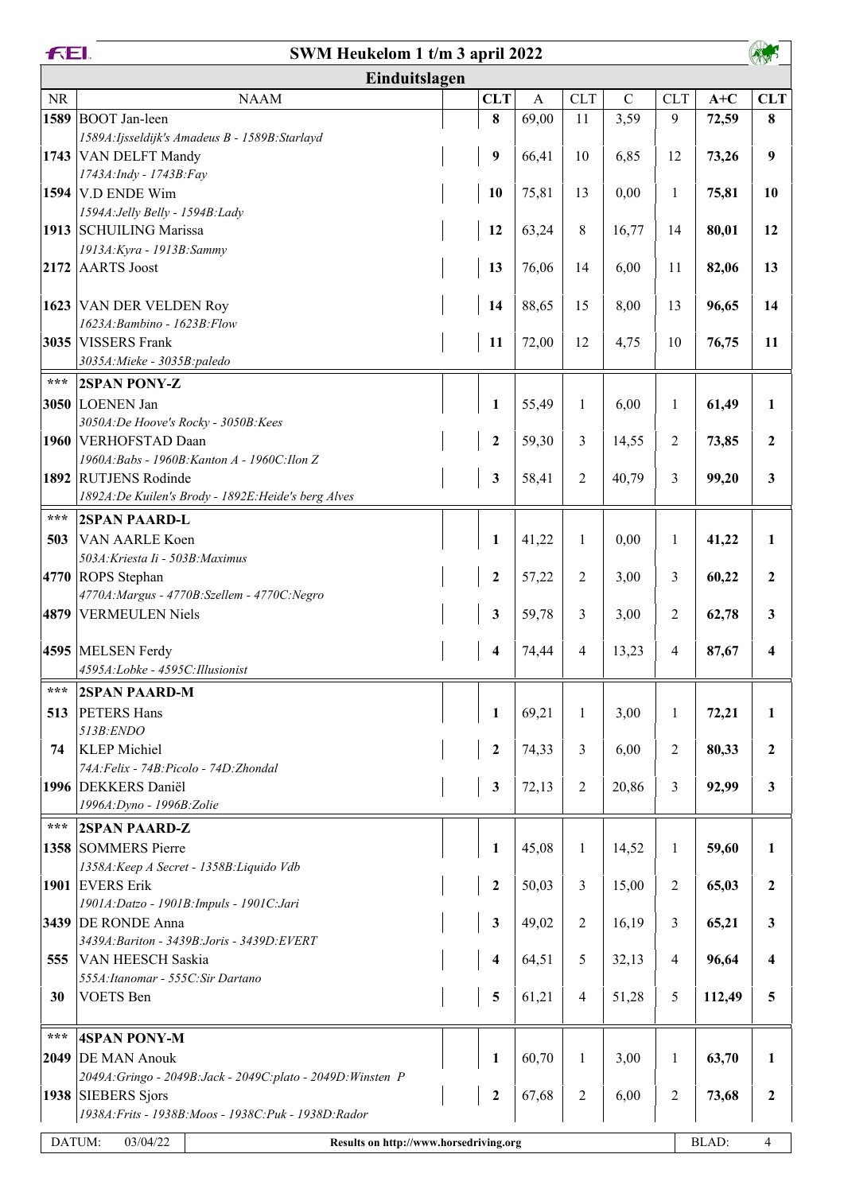# SWM Heukelom 1 t/m 3 april 2022

## Einduitslagen

| NR | NAAM | | CLT | A | CLT | C | CLT | A+C | CLT |
|---|---|---|---|---|---|---|---|---|---|
| **1589** | BOOT Jan-leen<br>*1589A:Ijsseldijk's Amadeus B - 1589B:Starlayd* | | **8** | 69,00 | 11 | 3,59 | 9 | **72,59** | **8** |
| **1743** | VAN DELFT Mandy<br>*1743A:Indy - 1743B:Fay* | | **9** | 66,41 | 10 | 6,85 | 12 | **73,26** | **9** |
| **1594** | V.D ENDE Wim<br>*1594A:Jelly Belly - 1594B:Lady* | | **10** | 75,81 | 13 | 0,00 | 1 | **75,81** | **10** |
| **1913** | SCHUILING Marissa<br>*1913A:Kyra - 1913B:Sammy* | | **12** | 63,24 | 8 | 16,77 | 14 | **80,01** | **12** |
| **2172** | AARTS Joost | | **13** | 76,06 | 14 | 6,00 | 11 | **82,06** | **13** |
| **1623** | VAN DER VELDEN Roy<br>*1623A:Bambino - 1623B:Flow* | | **14** | 88,65 | 15 | 8,00 | 13 | **96,65** | **14** |
| **3035** | VISSERS Frank<br>*3035A:Mieke - 3035B:paledo* | | **11** | 72,00 | 12 | 4,75 | 10 | **76,75** | **11** |
| **\*\*\*** | **2SPAN PONY-Z** | | | | | | | | |
| **3050** | LOENEN Jan<br>*3050A:De Hoove's Rocky - 3050B:Kees* | | **1** | 55,49 | 1 | 6,00 | 1 | **61,49** | **1** |
| **1960** | VERHOFSTAD Daan<br>*1960A:Babs - 1960B:Kanton A - 1960C:Ilon Z* | | **2** | 59,30 | 3 | 14,55 | 2 | **73,85** | **2** |
| **1892** | RUTJENS Rodinde<br>*1892A:De Kuilen's Brody - 1892E:Heide's berg Alves* | | **3** | 58,41 | 2 | 40,79 | 3 | **99,20** | **3** |
| **\*\*\*** | **2SPAN PAARD-L** | | | | | | | | |
| **503** | VAN AARLE Koen<br>*503A:Kriesta Ii - 503B:Maximus* | | **1** | 41,22 | 1 | 0,00 | 1 | **41,22** | **1** |
| **4770** | ROPS Stephan<br>*4770A:Margus - 4770B:Szellem - 4770C:Negro* | | **2** | 57,22 | 2 | 3,00 | 3 | **60,22** | **2** |
| **4879** | VERMEULEN Niels | | **3** | 59,78 | 3 | 3,00 | 2 | **62,78** | **3** |
| **4595** | MELSEN Ferdy<br>*4595A:Lobke - 4595C:Illusionist* | | **4** | 74,44 | 4 | 13,23 | 4 | **87,67** | **4** |
| **\*\*\*** | **2SPAN PAARD-M** | | | | | | | | |
| **513** | PETERS Hans<br>*513B:ENDO* | | **1** | 69,21 | 1 | 3,00 | 1 | **72,21** | **1** |
| **74** | KLEP Michiel<br>*74A:Felix - 74B:Picolo - 74D:Zhondal* | | **2** | 74,33 | 3 | 6,00 | 2 | **80,33** | **2** |
| **1996** | DEKKERS Daniël<br>*1996A:Dyno - 1996B:Zolie* | | **3** | 72,13 | 2 | 20,86 | 3 | **92,99** | **3** |
| **\*\*\*** | **2SPAN PAARD-Z** | | | | | | | | |
| **1358** | SOMMERS Pierre<br>*1358A:Keep A Secret - 1358B:Liquido Vdb* | | **1** | 45,08 | 1 | 14,52 | 1 | **59,60** | **1** |
| **1901** | EVERS Erik<br>*1901A:Datzo - 1901B:Impuls - 1901C:Jari* | | **2** | 50,03 | 3 | 15,00 | 2 | **65,03** | **2** |
| **3439** | DE RONDE Anna<br>*3439A:Bariton - 3439B:Joris - 3439D:EVERT* | | **3** | 49,02 | 2 | 16,19 | 3 | **65,21** | **3** |
| **555** | VAN HEESCH Saskia<br>*555A:Itanomar - 555C:Sir Dartano* | | **4** | 64,51 | 5 | 32,13 | 4 | **96,64** | **4** |
| **30** | VOETS Ben | | **5** | 61,21 | 4 | 51,28 | 5 | **112,49** | **5** |
| **\*\*\*** | **4SPAN PONY-M** | | | | | | | | |
| **2049** | DE MAN Anouk<br>*2049A:Gringo - 2049B:Jack - 2049C:plato - 2049D:Winsten P* | | **1** | 60,70 | 1 | 3,00 | 1 | **63,70** | **1** |
| **1938** | SIEBERS Sjors<br>*1938A:Frits - 1938B:Moos - 1938C:Puk - 1938D:Rador* | | **2** | 67,68 | 2 | 6,00 | 2 | **73,68** | **2** |

DATUM: 03/04/22 — Results on http://www.horsedriving.org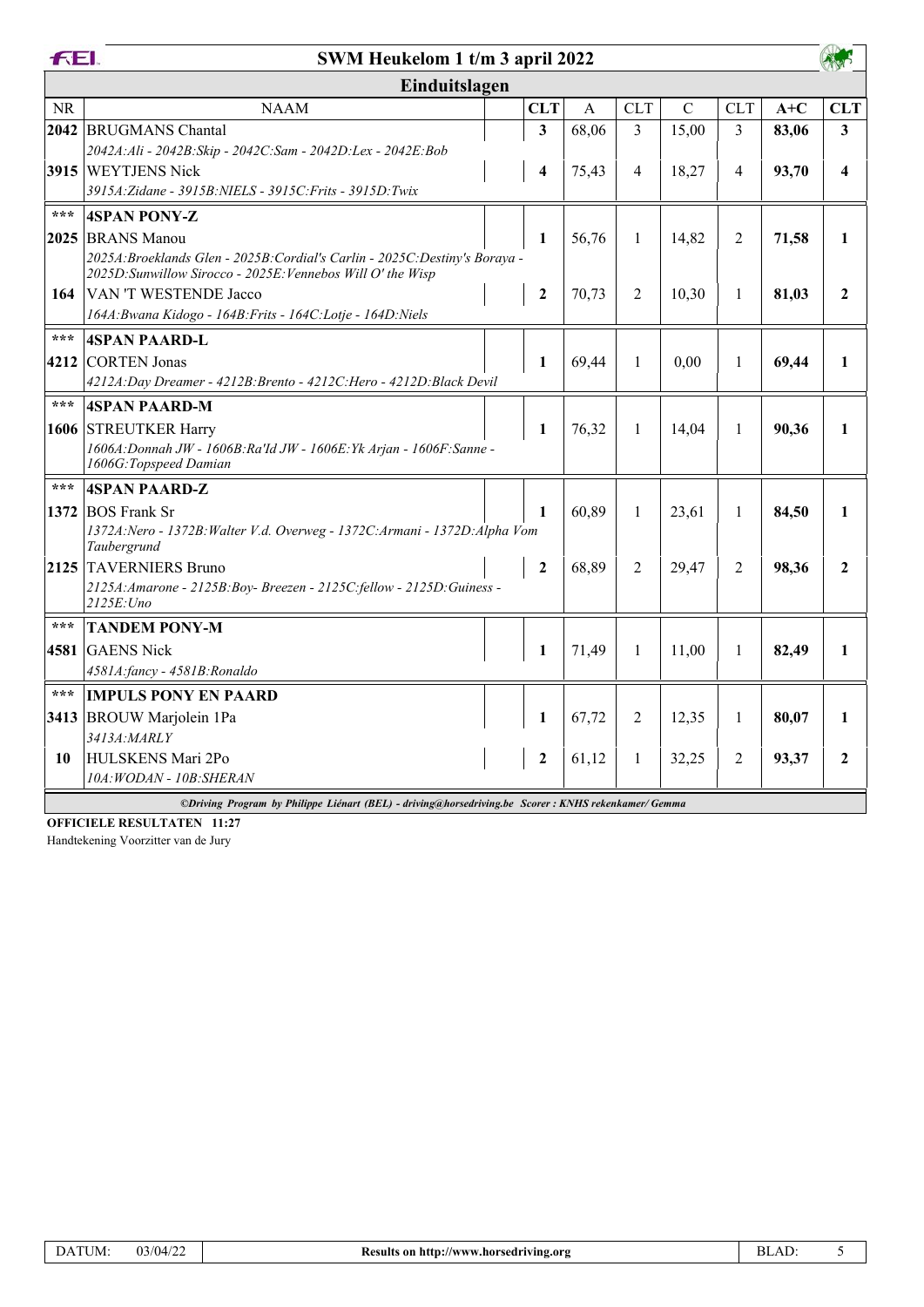## SWM Heukelom 1 t/m 3 april 2022

### Einduitslagen

| NR | NAAM | | CLT | A | CLT | C | CLT | A+C | CLT |
|---|---|---|---|---|---|---|---|---|---|
| **2042** | BRUGMANS Chantal | | **3** | 68,06 | 3 | 15,00 | 3 | **83,06** | **3** |
| | *2042A:Ali - 2042B:Skip - 2042C:Sam - 2042D:Lex - 2042E:Bob* | | | | | | | | |
| **3915** | WEYTJENS Nick | | **4** | 75,43 | 4 | 18,27 | 4 | **93,70** | **4** |
| | *3915A:Zidane - 3915B:NIELS - 3915C:Frits - 3915D:Twix* | | | | | | | | |
| *** | **4SPAN PONY-Z** | | | | | | | | |
| **2025** | BRANS Manou | | **1** | 56,76 | 1 | 14,82 | 2 | **71,58** | **1** |
| | *2025A:Broeklands Glen - 2025B:Cordial's Carlin - 2025C:Destiny's Boraya - 2025D:Sunwillow Sirocco - 2025E:Vennebos Will O' the Wisp* | | | | | | | | |
| **164** | VAN 'T WESTENDE Jacco | | **2** | 70,73 | 2 | 10,30 | 1 | **81,03** | **2** |
| | *164A:Bwana Kidogo - 164B:Frits - 164C:Lotje - 164D:Niels* | | | | | | | | |
| *** | **4SPAN PAARD-L** | | | | | | | | |
| **4212** | CORTEN Jonas | | **1** | 69,44 | 1 | 0,00 | 1 | **69,44** | **1** |
| | *4212A:Day Dreamer - 4212B:Brento - 4212C:Hero - 4212D:Black Devil* | | | | | | | | |
| *** | **4SPAN PAARD-M** | | | | | | | | |
| **1606** | STREUTKER Harry | | **1** | 76,32 | 1 | 14,04 | 1 | **90,36** | **1** |
| | *1606A:Donnah JW - 1606B:Ra'Id JW - 1606E:Yk Arjan - 1606F:Sanne - 1606G:Topspeed Damian* | | | | | | | | |
| *** | **4SPAN PAARD-Z** | | | | | | | | |
| **1372** | BOS Frank Sr | | **1** | 60,89 | 1 | 23,61 | 1 | **84,50** | **1** |
| | *1372A:Nero - 1372B:Walter V.d. Overweg - 1372C:Armani - 1372D:Alpha Vom Taubergrund* | | | | | | | | |
| **2125** | TAVERNIERS Bruno | | **2** | 68,89 | 2 | 29,47 | 2 | **98,36** | **2** |
| | *2125A:Amarone - 2125B:Boy- Breezen - 2125C:fellow - 2125D:Guiness - 2125E:Uno* | | | | | | | | |
| *** | **TANDEM PONY-M** | | | | | | | | |
| **4581** | GAENS Nick | | **1** | 71,49 | 1 | 11,00 | 1 | **82,49** | **1** |
| | *4581A:fancy - 4581B:Ronaldo* | | | | | | | | |
| *** | **IMPULS PONY EN PAARD** | | | | | | | | |
| **3413** | BROUW Marjolein 1Pa | | **1** | 67,72 | 2 | 12,35 | 1 | **80,07** | **1** |
| | *3413A:MARLY* | | | | | | | | |
| **10** | HULSKENS Mari 2Po | | **2** | 61,12 | 1 | 32,25 | 2 | **93,37** | **2** |
| | *10A:WODAN - 10B:SHERAN* | | | | | | | | |

*©Driving Program by Philippe Liénart (BEL) - driving@horsedriving.be Scorer : KNHS rekenkamer/ Gemma*

**OFFICIELE RESULTATEN 11:27**

Handtekening Voorzitter van de Jury

DATUM: 03/04/22 | Results on http://www.horsedriving.org